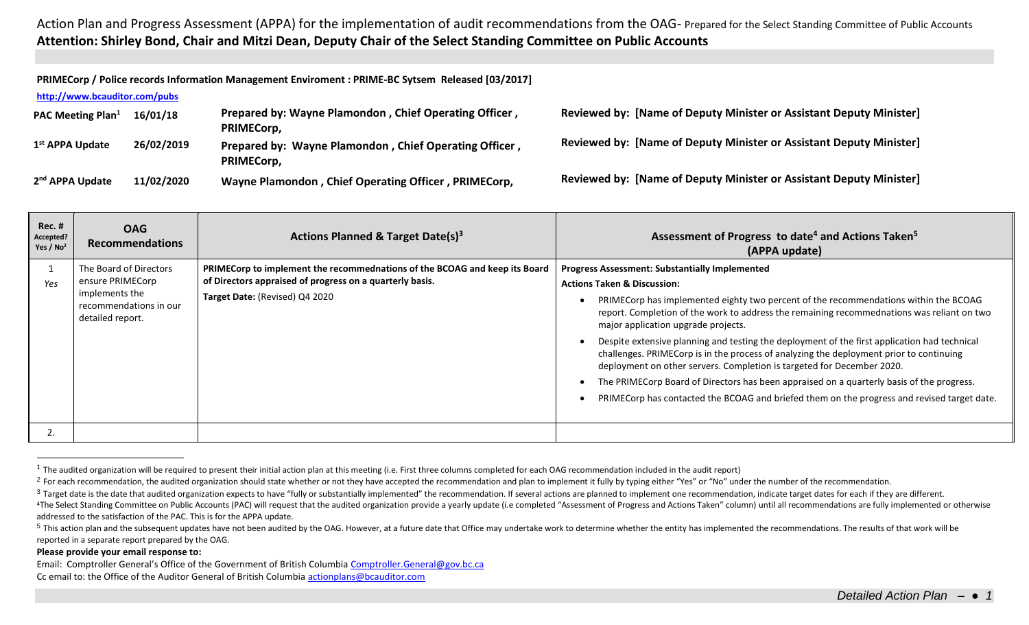Action Plan and Progress Assessment (APPA) for the implementation of audit recommendations from the OAG- Prepared for the Select Standing Committee of Public Accounts

**Attention: Shirley Bond, Chair and Mitzi Dean, Deputy Chair of the Select Standing Committee on Public Accounts**

**PRIMECorp / Police records Information Management Enviroment : PRIME-BC Sytsem Released [03/2017]**

**http://www.bcauditor.com/pubs**

| | | | |
|---|---|---|---|
| **PAC Meeting Plan**[1] | **16/01/18** | **Prepared by: Wayne Plamondon , Chief Operating Officer , PRIMECorp,** | **Reviewed by: [Name of Deputy Minister or Assistant Deputy Minister]** |
| **1st APPA Update** | **26/02/2019** | **Prepared by: Wayne Plamondon , Chief Operating Officer , PRIMECorp,** | **Reviewed by: [Name of Deputy Minister or Assistant Deputy Minister]** |
| **2nd APPA Update** | **11/02/2020** | **Wayne Plamondon , Chief Operating Officer , PRIMECorp,** | **Reviewed by: [Name of Deputy Minister or Assistant Deputy Minister]** |

| **Rec. # Accepted? Yes / No**[2] | **OAG Recommendations** | **Actions Planned & Target Date(s)**[3] | **Assessment of Progress to date**[4] **and Actions Taken**[5] **(APPA update)** |
|---|---|---|---|
| 1 *Yes* | The Board of Directors ensure PRIMECorp implements the recommendations in our detailed report. | **PRIMECorp to implement the recommednations of the BCOAG and keep its Board of Directors appraised of progress on a quarterly basis.** **Target Date:** (Revised) Q4 2020 | **Progress Assessment: Substantially Implemented** **Actions Taken & Discussion:** • PRIMECorp has implemented eighty two percent of the recommendations within the BCOAG report. Completion of the work to address the remaining recommednations was reliant on two major application upgrade projects. • Despite extensive planning and testing the deployment of the first application had technical challenges. PRIMECorp is in the process of analyzing the deployment prior to continuing deployment on other servers. Completion is targeted for December 2020. • The PRIMECorp Board of Directors has been appraised on a quarterly basis of the progress. • PRIMECorp has contacted the BCOAG and briefed them on the progress and revised target date. |
| 2. | | | |

[1] The audited organization will be required to present their initial action plan at this meeting (i.e. First three columns completed for each OAG recommendation included in the audit report)

[2] For each recommendation, the audited organization should state whether or not they have accepted the recommendation and plan to implement it fully by typing either "Yes" or "No" under the number of the recommendation.

[3] Target date is the date that audited organization expects to have "fully or substantially implemented" the recommendation. If several actions are planned to implement one recommendation, indicate target dates for each if they are different.

[4] The Select Standing Committee on Public Accounts (PAC) will request that the audited organization provide a yearly update (i.e completed "Assessment of Progress and Actions Taken" column) until all recommendations are fully implemented or otherwise addressed to the satisfaction of the PAC. This is for the APPA update.

[5] This action plan and the subsequent updates have not been audited by the OAG. However, at a future date that Office may undertake work to determine whether the entity has implemented the recommendations. The results of that work will be reported in a separate report prepared by the OAG.

**Please provide your email response to:**

Email: Comptroller General's Office of the Government of British Columbia Comptroller.General@gov.bc.ca

Cc email to: the Office of the Auditor General of British Columbia actionplans@bcauditor.com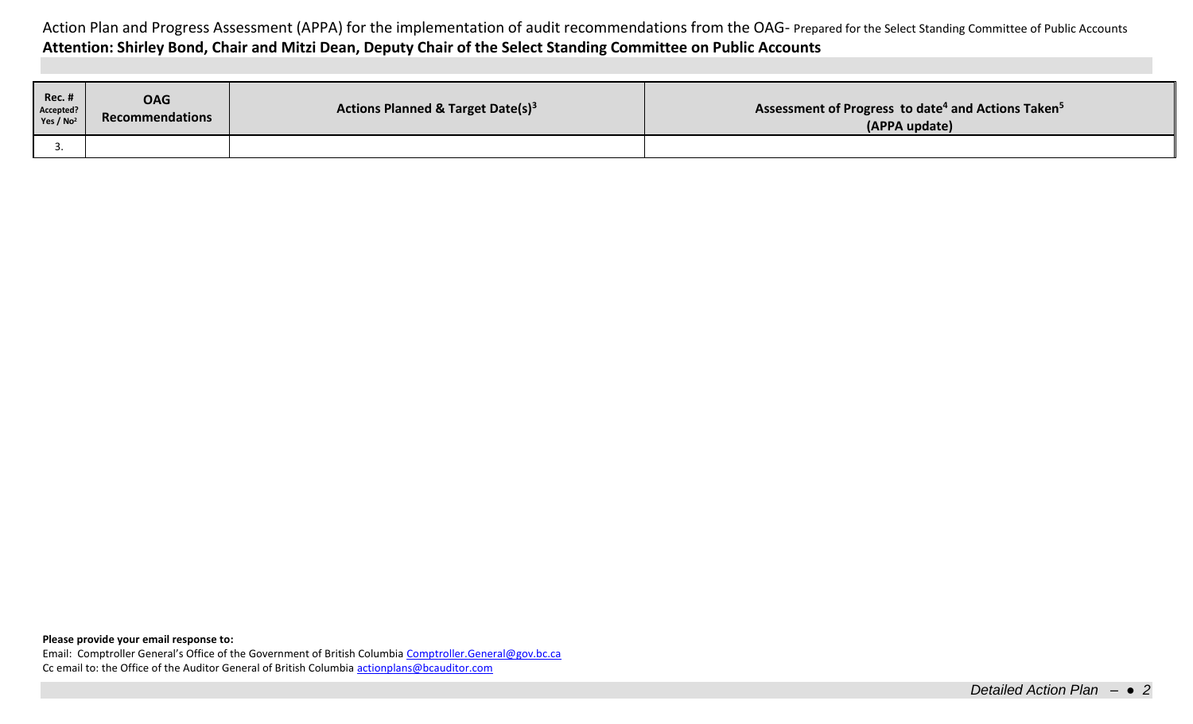Action Plan and Progress Assessment (APPA) for the implementation of audit recommendations from the OAG- Prepared for the Select Standing Committee of Public Accounts

**Attention: Shirley Bond, Chair and Mitzi Dean, Deputy Chair of the Select Standing Committee on Public Accounts**

| **Rec. #** Accepted? Yes / No[2] | **OAG Recommendations** | **Actions Planned & Target Date(s)[3]** | **Assessment of Progress to date[4] and Actions Taken[5] (APPA update)** |
|---|---|---|---|
| 3. | | | |

**Please provide your email response to:**

Email: Comptroller General's Office of the Government of British Columbia Comptroller.General@gov.bc.ca

Cc email to: the Office of the Auditor General of British Columbia actionplans@bcauditor.com

*Detailed Action Plan*